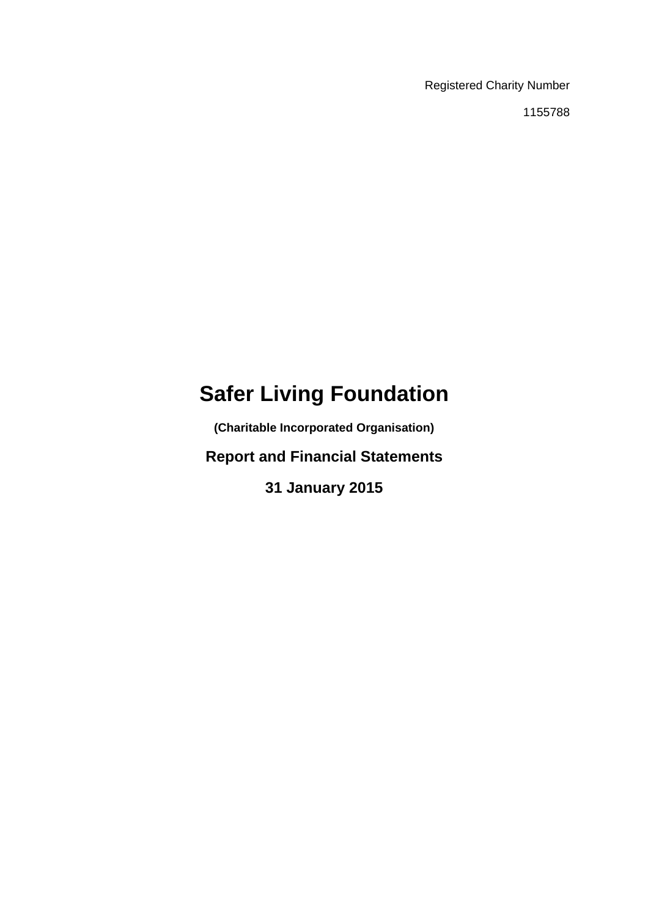Registered Charity Number

1155788

# Safer Living Foundation

**(Charitable Incorporated Organisation)**

## Report and Financial Statements

## 31 January 2015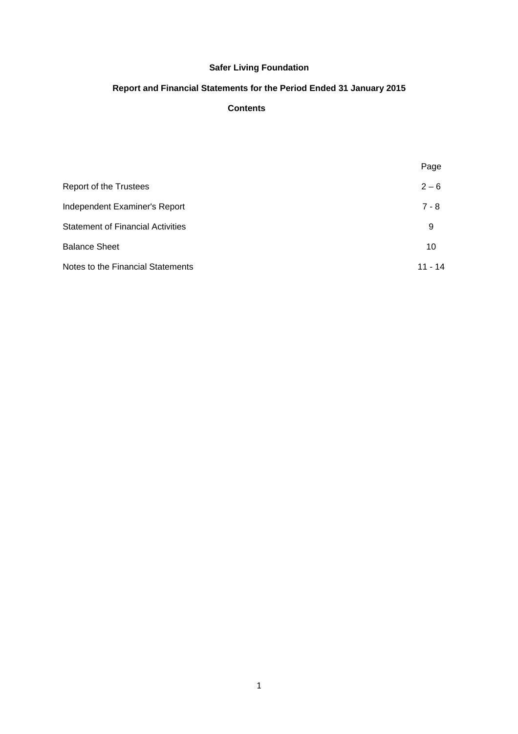**Safer Living Foundation**

**Report and Financial Statements for the Period Ended 31 January 2015**

**Contents**

| | Page |
|---|---|
| Report of the Trustees | 2 – 6 |
| Independent Examiner's Report | 7 - 8 |
| Statement of Financial Activities | 9 |
| Balance Sheet | 10 |
| Notes to the Financial Statements | 11 - 14 |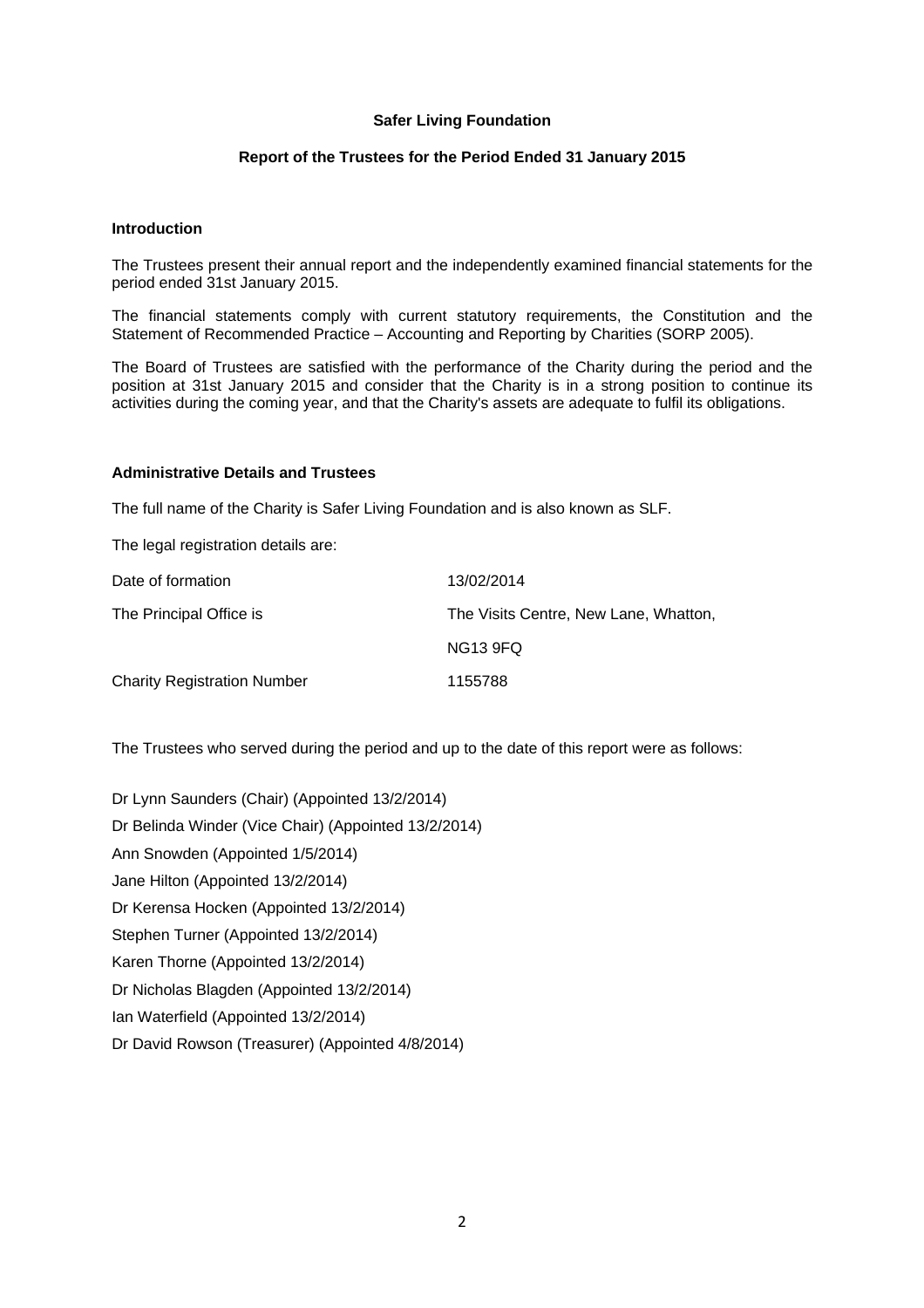**Safer Living Foundation**

**Report of the Trustees for the Period Ended 31 January 2015**

**Introduction**

The Trustees present their annual report and the independently examined financial statements for the period ended 31st January 2015.

The financial statements comply with current statutory requirements, the Constitution and the Statement of Recommended Practice – Accounting and Reporting by Charities (SORP 2005).

The Board of Trustees are satisfied with the performance of the Charity during the period and the position at 31st January 2015 and consider that the Charity is in a strong position to continue its activities during the coming year, and that the Charity's assets are adequate to fulfil its obligations.

**Administrative Details and Trustees**

The full name of the Charity is Safer Living Foundation and is also known as SLF.

The legal registration details are:

| | |
|---|---|
| Date of formation | 13/02/2014 |
| The Principal Office is | The Visits Centre, New Lane, Whatton, |
| | NG13 9FQ |
| Charity Registration Number | 1155788 |

The Trustees who served during the period and up to the date of this report were as follows:

Dr Lynn Saunders (Chair) (Appointed 13/2/2014)
Dr Belinda Winder (Vice Chair) (Appointed 13/2/2014)
Ann Snowden (Appointed 1/5/2014)
Jane Hilton (Appointed 13/2/2014)
Dr Kerensa Hocken (Appointed 13/2/2014)
Stephen Turner (Appointed 13/2/2014)
Karen Thorne (Appointed 13/2/2014)
Dr Nicholas Blagden (Appointed 13/2/2014)
Ian Waterfield (Appointed 13/2/2014)
Dr David Rowson (Treasurer) (Appointed 4/8/2014)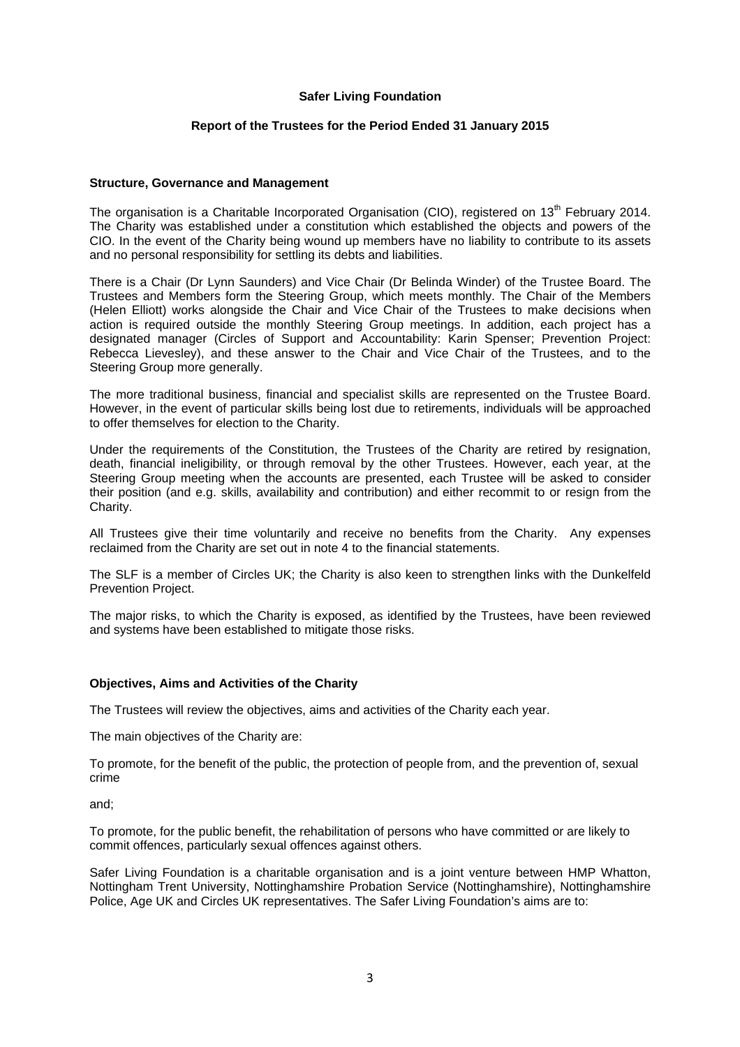**Safer Living Foundation**

**Report of the Trustees for the Period Ended 31 January 2015**

## Structure, Governance and Management

The organisation is a Charitable Incorporated Organisation (CIO), registered on 13th February 2014. The Charity was established under a constitution which established the objects and powers of the CIO. In the event of the Charity being wound up members have no liability to contribute to its assets and no personal responsibility for settling its debts and liabilities.

There is a Chair (Dr Lynn Saunders) and Vice Chair (Dr Belinda Winder) of the Trustee Board. The Trustees and Members form the Steering Group, which meets monthly. The Chair of the Members (Helen Elliott) works alongside the Chair and Vice Chair of the Trustees to make decisions when action is required outside the monthly Steering Group meetings. In addition, each project has a designated manager (Circles of Support and Accountability: Karin Spenser; Prevention Project: Rebecca Lievesley), and these answer to the Chair and Vice Chair of the Trustees, and to the Steering Group more generally.

The more traditional business, financial and specialist skills are represented on the Trustee Board. However, in the event of particular skills being lost due to retirements, individuals will be approached to offer themselves for election to the Charity.

Under the requirements of the Constitution, the Trustees of the Charity are retired by resignation, death, financial ineligibility, or through removal by the other Trustees. However, each year, at the Steering Group meeting when the accounts are presented, each Trustee will be asked to consider their position (and e.g. skills, availability and contribution) and either recommit to or resign from the Charity.

All Trustees give their time voluntarily and receive no benefits from the Charity. Any expenses reclaimed from the Charity are set out in note 4 to the financial statements.

The SLF is a member of Circles UK; the Charity is also keen to strengthen links with the Dunkelfeld Prevention Project.

The major risks, to which the Charity is exposed, as identified by the Trustees, have been reviewed and systems have been established to mitigate those risks.

## Objectives, Aims and Activities of the Charity

The Trustees will review the objectives, aims and activities of the Charity each year.

The main objectives of the Charity are:

To promote, for the benefit of the public, the protection of people from, and the prevention of, sexual crime

and;

To promote, for the public benefit, the rehabilitation of persons who have committed or are likely to commit offences, particularly sexual offences against others.

Safer Living Foundation is a charitable organisation and is a joint venture between HMP Whatton, Nottingham Trent University, Nottinghamshire Probation Service (Nottinghamshire), Nottinghamshire Police, Age UK and Circles UK representatives. The Safer Living Foundation's aims are to: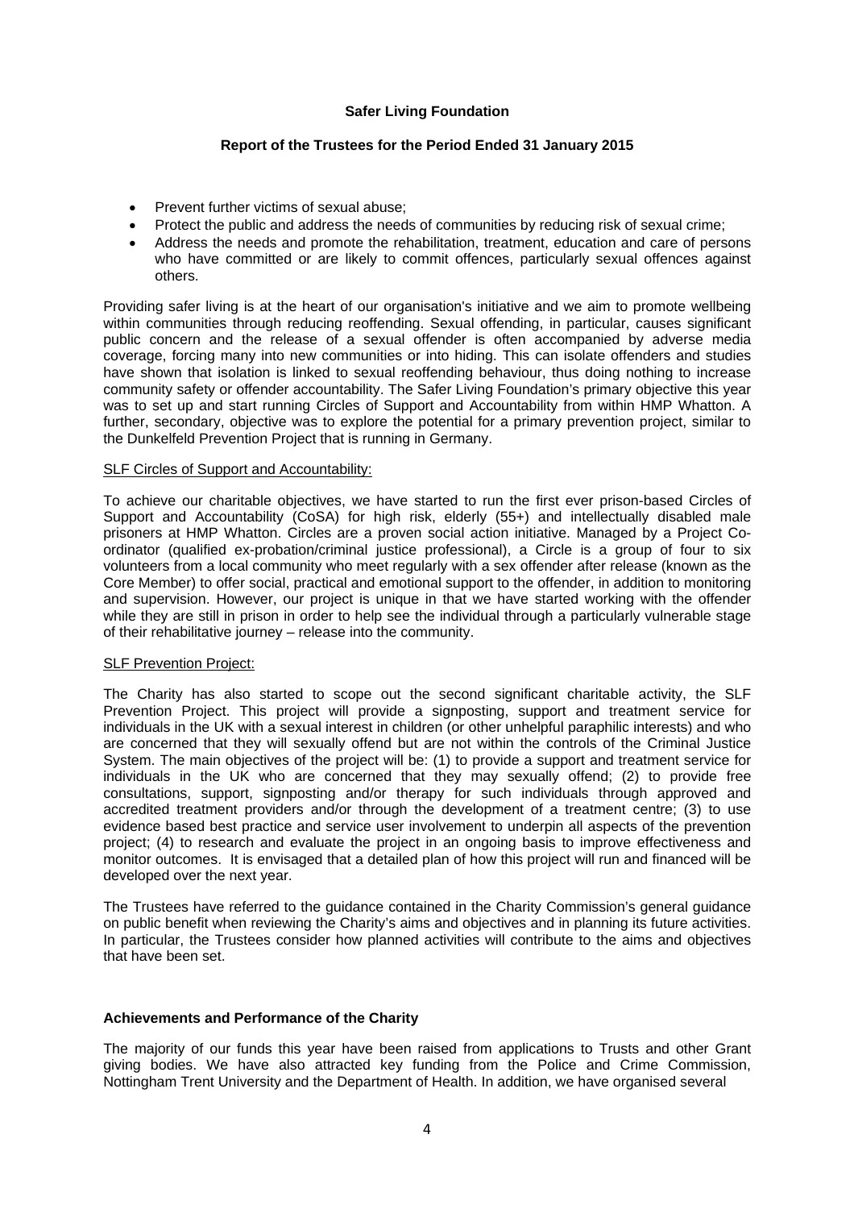- Prevent further victims of sexual abuse;
- Protect the public and address the needs of communities by reducing risk of sexual crime;
- Address the needs and promote the rehabilitation, treatment, education and care of persons who have committed or are likely to commit offences, particularly sexual offences against others.

Providing safer living is at the heart of our organisation's initiative and we aim to promote wellbeing within communities through reducing reoffending. Sexual offending, in particular, causes significant public concern and the release of a sexual offender is often accompanied by adverse media coverage, forcing many into new communities or into hiding. This can isolate offenders and studies have shown that isolation is linked to sexual reoffending behaviour, thus doing nothing to increase community safety or offender accountability. The Safer Living Foundation's primary objective this year was to set up and start running Circles of Support and Accountability from within HMP Whatton. A further, secondary, objective was to explore the potential for a primary prevention project, similar to the Dunkelfeld Prevention Project that is running in Germany.

SLF Circles of Support and Accountability:

To achieve our charitable objectives, we have started to run the first ever prison-based Circles of Support and Accountability (CoSA) for high risk, elderly (55+) and intellectually disabled male prisoners at HMP Whatton. Circles are a proven social action initiative. Managed by a Project Co-ordinator (qualified ex-probation/criminal justice professional), a Circle is a group of four to six volunteers from a local community who meet regularly with a sex offender after release (known as the Core Member) to offer social, practical and emotional support to the offender, in addition to monitoring and supervision. However, our project is unique in that we have started working with the offender while they are still in prison in order to help see the individual through a particularly vulnerable stage of their rehabilitative journey – release into the community.

SLF Prevention Project:

The Charity has also started to scope out the second significant charitable activity, the SLF Prevention Project. This project will provide a signposting, support and treatment service for individuals in the UK with a sexual interest in children (or other unhelpful paraphilic interests) and who are concerned that they will sexually offend but are not within the controls of the Criminal Justice System. The main objectives of the project will be: (1) to provide a support and treatment service for individuals in the UK who are concerned that they may sexually offend; (2) to provide free consultations, support, signposting and/or therapy for such individuals through approved and accredited treatment providers and/or through the development of a treatment centre; (3) to use evidence based best practice and service user involvement to underpin all aspects of the prevention project; (4) to research and evaluate the project in an ongoing basis to improve effectiveness and monitor outcomes. It is envisaged that a detailed plan of how this project will run and financed will be developed over the next year.

The Trustees have referred to the guidance contained in the Charity Commission's general guidance on public benefit when reviewing the Charity's aims and objectives and in planning its future activities. In particular, the Trustees consider how planned activities will contribute to the aims and objectives that have been set.

**Achievements and Performance of the Charity**

The majority of our funds this year have been raised from applications to Trusts and other Grant giving bodies. We have also attracted key funding from the Police and Crime Commission, Nottingham Trent University and the Department of Health. In addition, we have organised several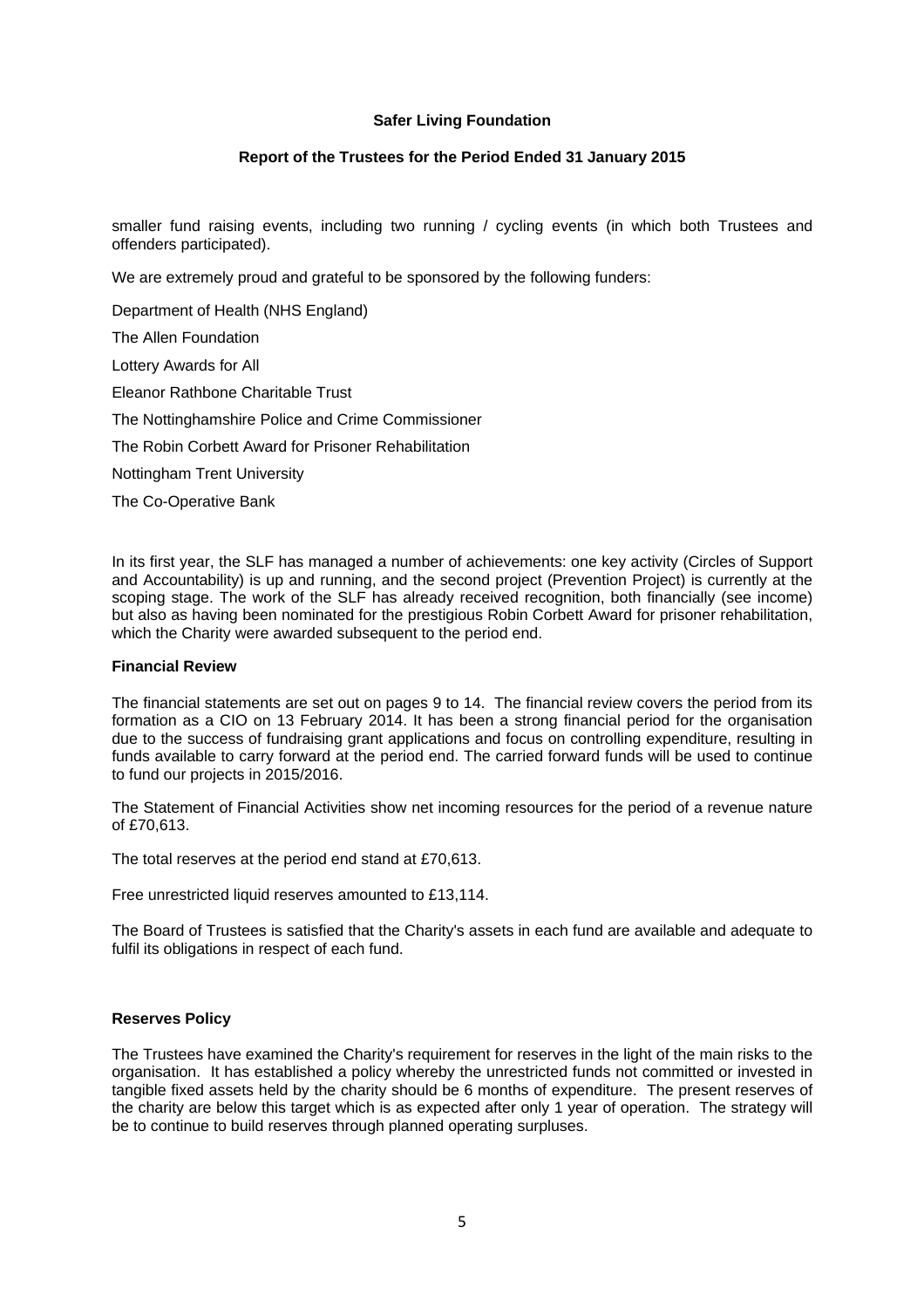smaller fund raising events, including two running / cycling events (in which both Trustees and offenders participated).

We are extremely proud and grateful to be sponsored by the following funders:

Department of Health (NHS England)

The Allen Foundation

Lottery Awards for All

Eleanor Rathbone Charitable Trust

The Nottinghamshire Police and Crime Commissioner

The Robin Corbett Award for Prisoner Rehabilitation

Nottingham Trent University

The Co-Operative Bank

In its first year, the SLF has managed a number of achievements: one key activity (Circles of Support and Accountability) is up and running, and the second project (Prevention Project) is currently at the scoping stage. The work of the SLF has already received recognition, both financially (see income) but also as having been nominated for the prestigious Robin Corbett Award for prisoner rehabilitation, which the Charity were awarded subsequent to the period end.

**Financial Review**

The financial statements are set out on pages 9 to 14. The financial review covers the period from its formation as a CIO on 13 February 2014. It has been a strong financial period for the organisation due to the success of fundraising grant applications and focus on controlling expenditure, resulting in funds available to carry forward at the period end. The carried forward funds will be used to continue to fund our projects in 2015/2016.

The Statement of Financial Activities show net incoming resources for the period of a revenue nature of £70,613.

The total reserves at the period end stand at £70,613.

Free unrestricted liquid reserves amounted to £13,114.

The Board of Trustees is satisfied that the Charity's assets in each fund are available and adequate to fulfil its obligations in respect of each fund.

**Reserves Policy**

The Trustees have examined the Charity's requirement for reserves in the light of the main risks to the organisation. It has established a policy whereby the unrestricted funds not committed or invested in tangible fixed assets held by the charity should be 6 months of expenditure. The present reserves of the charity are below this target which is as expected after only 1 year of operation. The strategy will be to continue to build reserves through planned operating surpluses.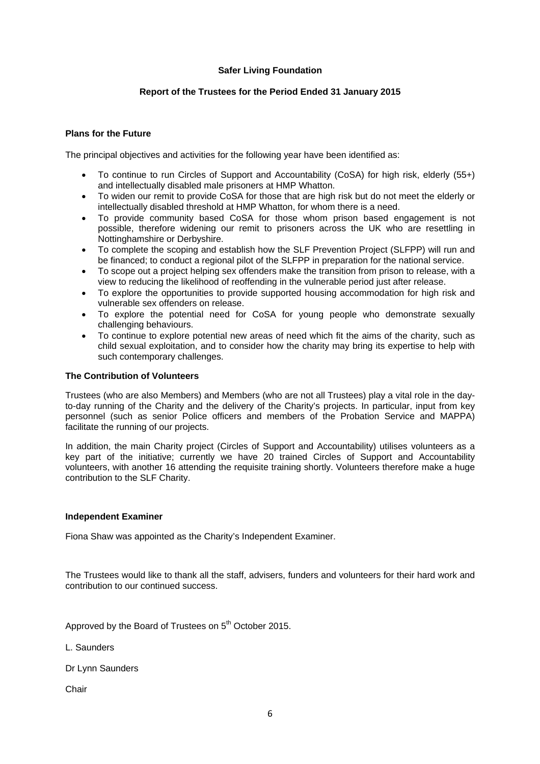**Safer Living Foundation**

**Report of the Trustees for the Period Ended 31 January 2015**

**Plans for the Future**

The principal objectives and activities for the following year have been identified as:

- To continue to run Circles of Support and Accountability (CoSA) for high risk, elderly (55+) and intellectually disabled male prisoners at HMP Whatton.
- To widen our remit to provide CoSA for those that are high risk but do not meet the elderly or intellectually disabled threshold at HMP Whatton, for whom there is a need.
- To provide community based CoSA for those whom prison based engagement is not possible, therefore widening our remit to prisoners across the UK who are resettling in Nottinghamshire or Derbyshire.
- To complete the scoping and establish how the SLF Prevention Project (SLFPP) will run and be financed; to conduct a regional pilot of the SLFPP in preparation for the national service.
- To scope out a project helping sex offenders make the transition from prison to release, with a view to reducing the likelihood of reoffending in the vulnerable period just after release.
- To explore the opportunities to provide supported housing accommodation for high risk and vulnerable sex offenders on release.
- To explore the potential need for CoSA for young people who demonstrate sexually challenging behaviours.
- To continue to explore potential new areas of need which fit the aims of the charity, such as child sexual exploitation, and to consider how the charity may bring its expertise to help with such contemporary challenges.

**The Contribution of Volunteers**

Trustees (who are also Members) and Members (who are not all Trustees) play a vital role in the day-to-day running of the Charity and the delivery of the Charity's projects. In particular, input from key personnel (such as senior Police officers and members of the Probation Service and MAPPA) facilitate the running of our projects.

In addition, the main Charity project (Circles of Support and Accountability) utilises volunteers as a key part of the initiative; currently we have 20 trained Circles of Support and Accountability volunteers, with another 16 attending the requisite training shortly. Volunteers therefore make a huge contribution to the SLF Charity.

**Independent Examiner**

Fiona Shaw was appointed as the Charity's Independent Examiner.

The Trustees would like to thank all the staff, advisers, funders and volunteers for their hard work and contribution to our continued success.

Approved by the Board of Trustees on 5th October 2015.

L. Saunders

Dr Lynn Saunders

Chair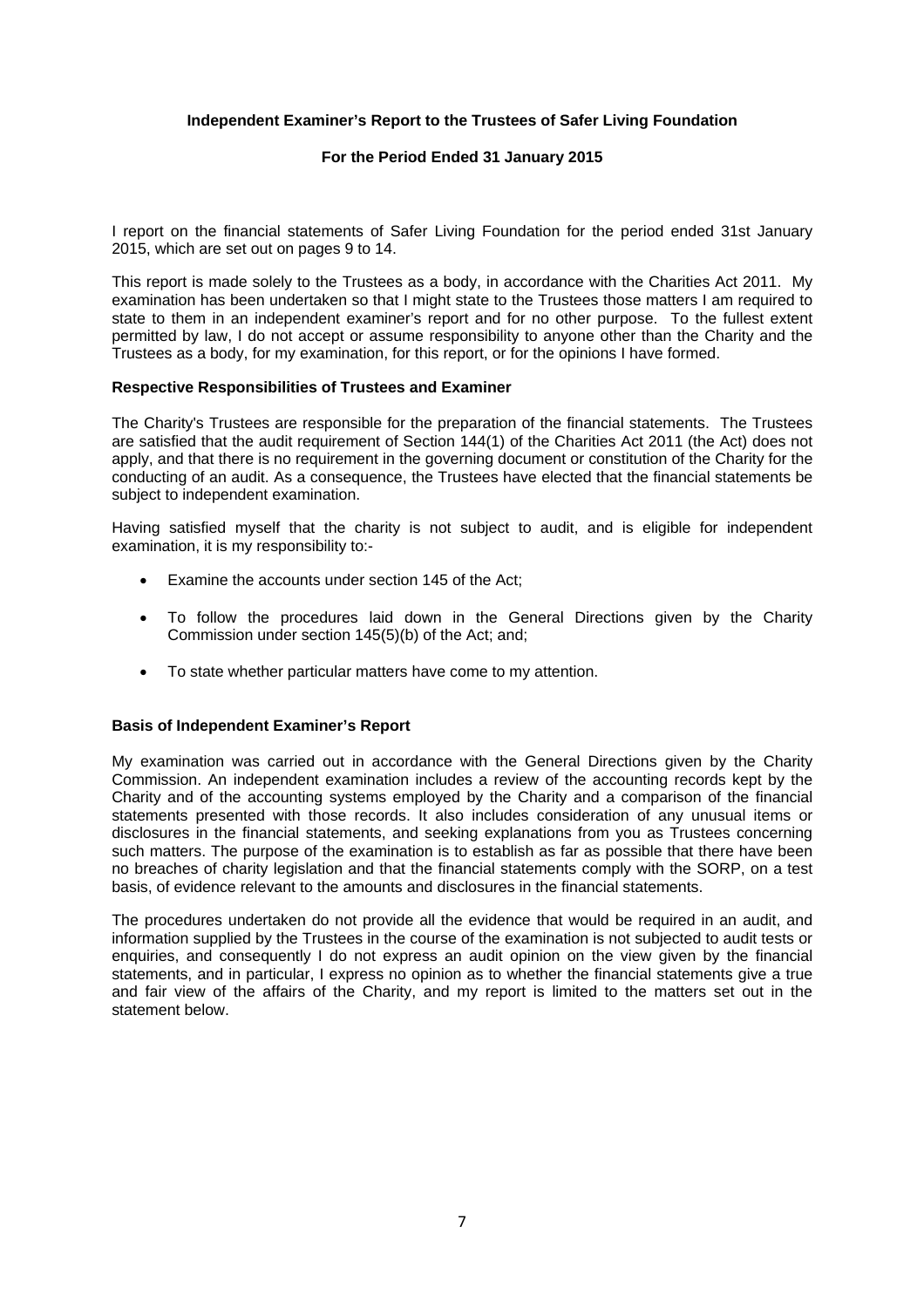**Independent Examiner's Report to the Trustees of Safer Living Foundation**

**For the Period Ended 31 January 2015**

I report on the financial statements of Safer Living Foundation for the period ended 31st January 2015, which are set out on pages 9 to 14.

This report is made solely to the Trustees as a body, in accordance with the Charities Act 2011. My examination has been undertaken so that I might state to the Trustees those matters I am required to state to them in an independent examiner's report and for no other purpose. To the fullest extent permitted by law, I do not accept or assume responsibility to anyone other than the Charity and the Trustees as a body, for my examination, for this report, or for the opinions I have formed.

**Respective Responsibilities of Trustees and Examiner**

The Charity's Trustees are responsible for the preparation of the financial statements. The Trustees are satisfied that the audit requirement of Section 144(1) of the Charities Act 2011 (the Act) does not apply, and that there is no requirement in the governing document or constitution of the Charity for the conducting of an audit. As a consequence, the Trustees have elected that the financial statements be subject to independent examination.

Having satisfied myself that the charity is not subject to audit, and is eligible for independent examination, it is my responsibility to:-

- Examine the accounts under section 145 of the Act;
- To follow the procedures laid down in the General Directions given by the Charity Commission under section 145(5)(b) of the Act; and;
- To state whether particular matters have come to my attention.

**Basis of Independent Examiner's Report**

My examination was carried out in accordance with the General Directions given by the Charity Commission. An independent examination includes a review of the accounting records kept by the Charity and of the accounting systems employed by the Charity and a comparison of the financial statements presented with those records. It also includes consideration of any unusual items or disclosures in the financial statements, and seeking explanations from you as Trustees concerning such matters. The purpose of the examination is to establish as far as possible that there have been no breaches of charity legislation and that the financial statements comply with the SORP, on a test basis, of evidence relevant to the amounts and disclosures in the financial statements.

The procedures undertaken do not provide all the evidence that would be required in an audit, and information supplied by the Trustees in the course of the examination is not subjected to audit tests or enquiries, and consequently I do not express an audit opinion on the view given by the financial statements, and in particular, I express no opinion as to whether the financial statements give a true and fair view of the affairs of the Charity, and my report is limited to the matters set out in the statement below.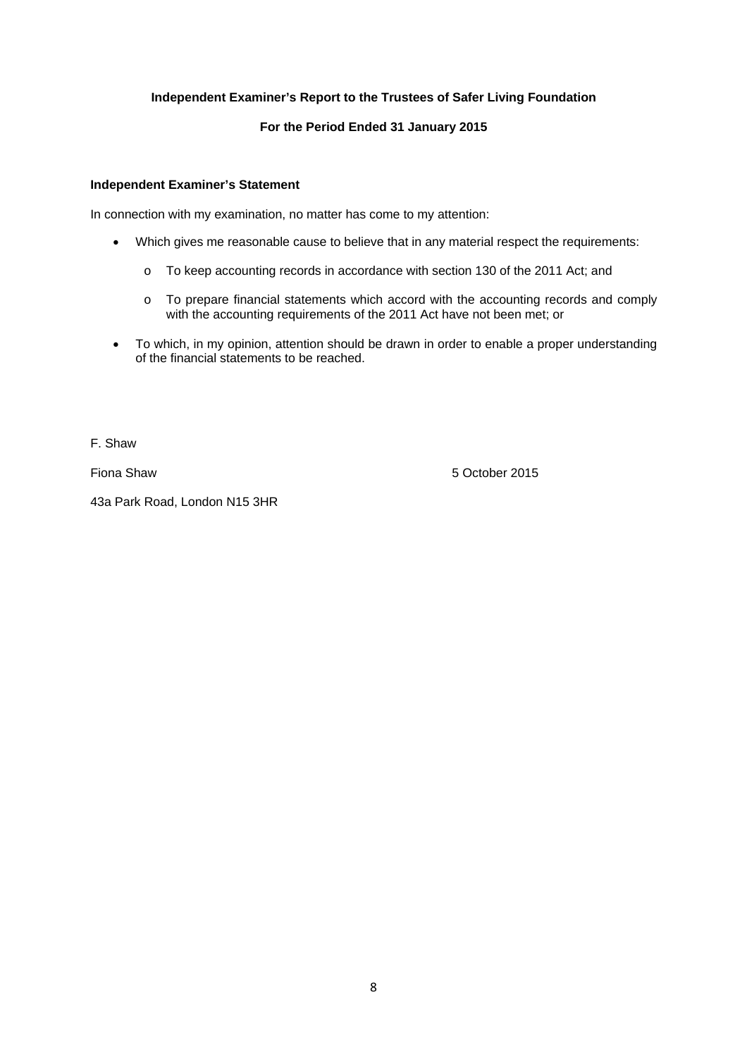**Independent Examiner's Report to the Trustees of Safer Living Foundation**

**For the Period Ended 31 January 2015**

**Independent Examiner's Statement**

In connection with my examination, no matter has come to my attention:

- Which gives me reasonable cause to believe that in any material respect the requirements:
    - To keep accounting records in accordance with section 130 of the 2011 Act; and
    - To prepare financial statements which accord with the accounting records and comply with the accounting requirements of the 2011 Act have not been met; or
- To which, in my opinion, attention should be drawn in order to enable a proper understanding of the financial statements to be reached.

F. Shaw

Fiona Shaw 5 October 2015

43a Park Road, London N15 3HR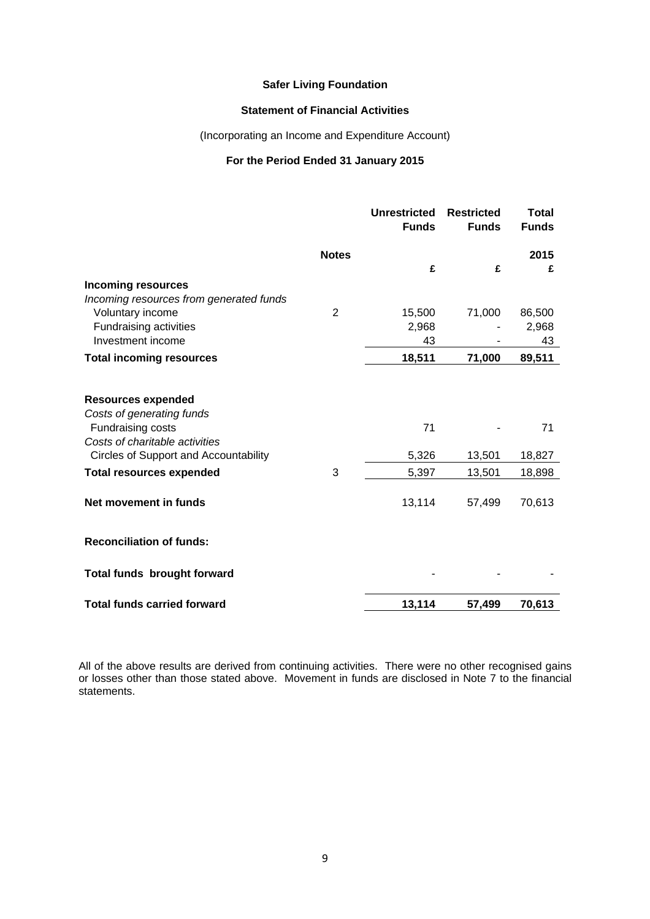# Safer Living Foundation

## Statement of Financial Activities

(Incorporating an Income and Expenditure Account)

**For the Period Ended 31 January 2015**

| | Notes | Unrestricted Funds | Restricted Funds | Total Funds |
|---|---|---|---|---|
| | | | | 2015 |
| | | £ | £ | £ |
| **Incoming resources** | | | | |
| *Incoming resources from generated funds* | | | | |
| Voluntary income | 2 | 15,500 | 71,000 | 86,500 |
| Fundraising activities | | 2,968 | - | 2,968 |
| Investment income | | 43 | - | 43 |
| **Total incoming resources** | | **18,511** | **71,000** | **89,511** |
| | | | | |
| **Resources expended** | | | | |
| *Costs of generating funds* | | | | |
| Fundraising costs | | 71 | - | 71 |
| *Costs of charitable activities* | | | | |
| Circles of Support and Accountability | | 5,326 | 13,501 | 18,827 |
| **Total resources expended** | 3 | 5,397 | 13,501 | 18,898 |
| | | | | |
| **Net movement in funds** | | 13,114 | 57,499 | 70,613 |
| | | | | |
| **Reconciliation of funds:** | | | | |
| | | | | |
| **Total funds brought forward** | | - | - | - |
| | | | | |
| **Total funds carried forward** | | **13,114** | **57,499** | **70,613** |

All of the above results are derived from continuing activities. There were no other recognised gains or losses other than those stated above. Movement in funds are disclosed in Note 7 to the financial statements.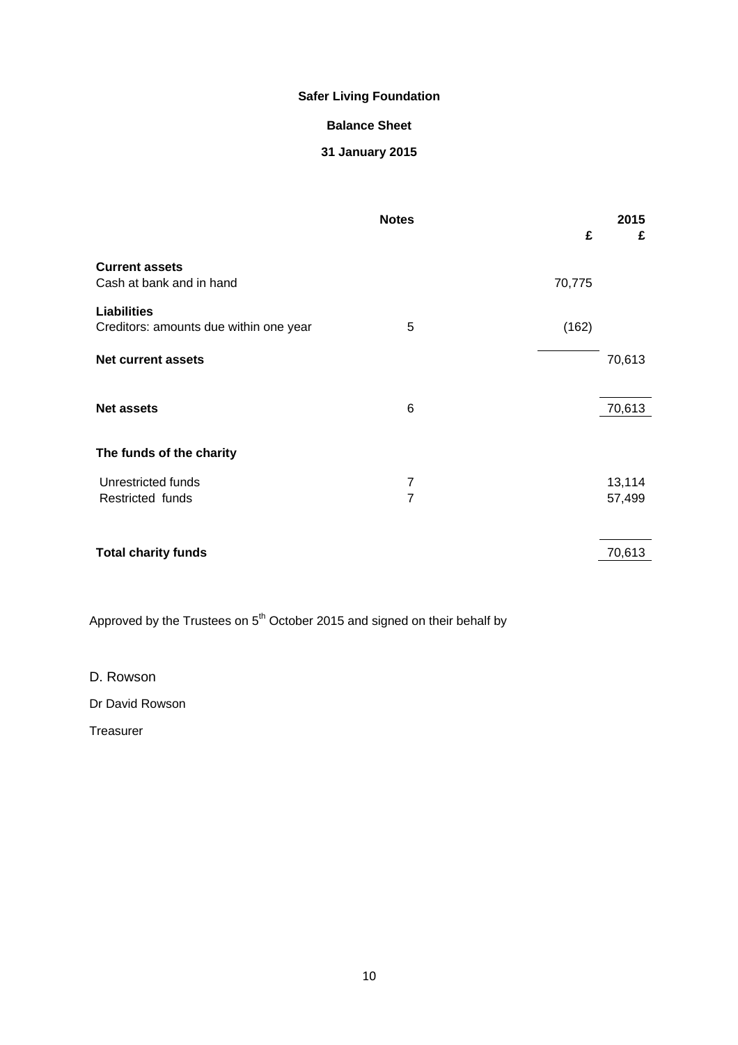# Safer Living Foundation

## Balance Sheet

## 31 January 2015

| | Notes | £ | 2015 £ |
|---|---|---|---|
| **Current assets** | | | |
| Cash at bank and in hand | | 70,775 | |
| **Liabilities** | | | |
| Creditors: amounts due within one year | 5 | (162) | |
| **Net current assets** | | | 70,613 |
| **Net assets** | 6 | | 70,613 |
| **The funds of the charity** | | | |
| Unrestricted funds | 7 | | 13,114 |
| Restricted funds | 7 | | 57,499 |
| **Total charity funds** | | | 70,613 |

Approved by the Trustees on 5th October 2015 and signed on their behalf by

D. Rowson

Dr David Rowson

Treasurer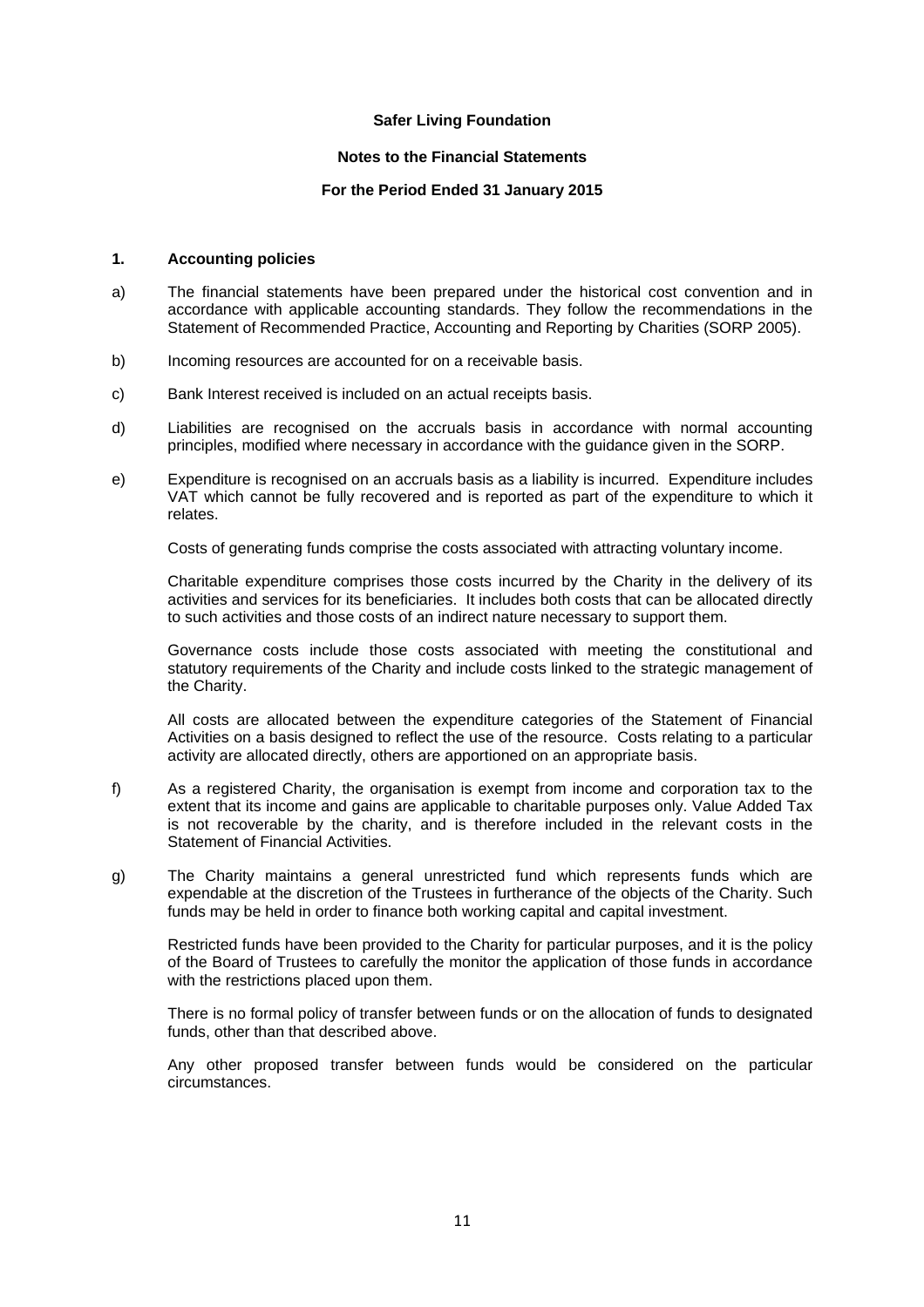**Safer Living Foundation**

**Notes to the Financial Statements**

**For the Period Ended 31 January 2015**

## 1. Accounting policies

a) The financial statements have been prepared under the historical cost convention and in accordance with applicable accounting standards. They follow the recommendations in the Statement of Recommended Practice, Accounting and Reporting by Charities (SORP 2005).

b) Incoming resources are accounted for on a receivable basis.

c) Bank Interest received is included on an actual receipts basis.

d) Liabilities are recognised on the accruals basis in accordance with normal accounting principles, modified where necessary in accordance with the guidance given in the SORP.

e) Expenditure is recognised on an accruals basis as a liability is incurred. Expenditure includes VAT which cannot be fully recovered and is reported as part of the expenditure to which it relates.

Costs of generating funds comprise the costs associated with attracting voluntary income.

Charitable expenditure comprises those costs incurred by the Charity in the delivery of its activities and services for its beneficiaries. It includes both costs that can be allocated directly to such activities and those costs of an indirect nature necessary to support them.

Governance costs include those costs associated with meeting the constitutional and statutory requirements of the Charity and include costs linked to the strategic management of the Charity.

All costs are allocated between the expenditure categories of the Statement of Financial Activities on a basis designed to reflect the use of the resource. Costs relating to a particular activity are allocated directly, others are apportioned on an appropriate basis.

f) As a registered Charity, the organisation is exempt from income and corporation tax to the extent that its income and gains are applicable to charitable purposes only. Value Added Tax is not recoverable by the charity, and is therefore included in the relevant costs in the Statement of Financial Activities.

g) The Charity maintains a general unrestricted fund which represents funds which are expendable at the discretion of the Trustees in furtherance of the objects of the Charity. Such funds may be held in order to finance both working capital and capital investment.

Restricted funds have been provided to the Charity for particular purposes, and it is the policy of the Board of Trustees to carefully the monitor the application of those funds in accordance with the restrictions placed upon them.

There is no formal policy of transfer between funds or on the allocation of funds to designated funds, other than that described above.

Any other proposed transfer between funds would be considered on the particular circumstances.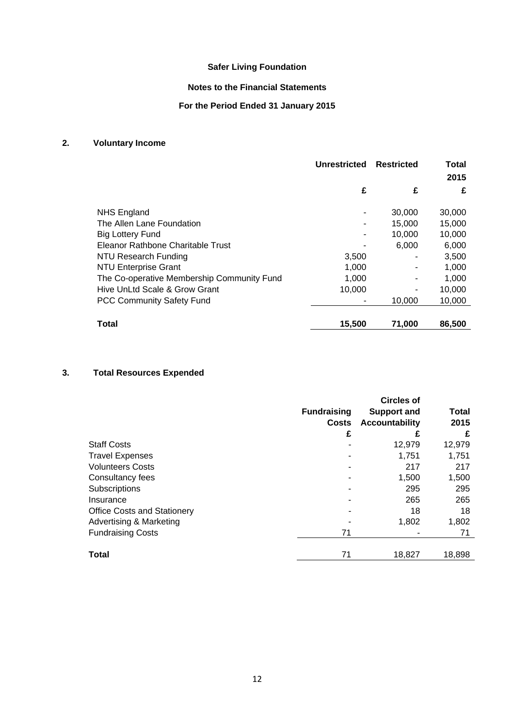# Safer Living Foundation

## Notes to the Financial Statements

## For the Period Ended 31 January 2015

### 2. Voluntary Income

| | Unrestricted | Restricted | Total 2015 |
|---|---|---|---|
| | £ | £ | £ |
| NHS England | - | 30,000 | 30,000 |
| The Allen Lane Foundation | - | 15,000 | 15,000 |
| Big Lottery Fund | - | 10,000 | 10,000 |
| Eleanor Rathbone Charitable Trust | - | 6,000 | 6,000 |
| NTU Research Funding | 3,500 | - | 3,500 |
| NTU Enterprise Grant | 1,000 | - | 1,000 |
| The Co-operative Membership Community Fund | 1,000 | - | 1,000 |
| Hive UnLtd Scale & Grow Grant | 10,000 | - | 10,000 |
| PCC Community Safety Fund | - | 10,000 | 10,000 |
| **Total** | **15,500** | **71,000** | **86,500** |

### 3. Total Resources Expended

| | Fundraising Costs | Circles of Support and Accountability | Total 2015 |
|---|---|---|---|
| | £ | £ | £ |
| Staff Costs | - | 12,979 | 12,979 |
| Travel Expenses | - | 1,751 | 1,751 |
| Volunteers Costs | - | 217 | 217 |
| Consultancy fees | - | 1,500 | 1,500 |
| Subscriptions | - | 295 | 295 |
| Insurance | - | 265 | 265 |
| Office Costs and Stationery | - | 18 | 18 |
| Advertising & Marketing | - | 1,802 | 1,802 |
| Fundraising Costs | 71 | - | 71 |
| **Total** | 71 | 18,827 | 18,898 |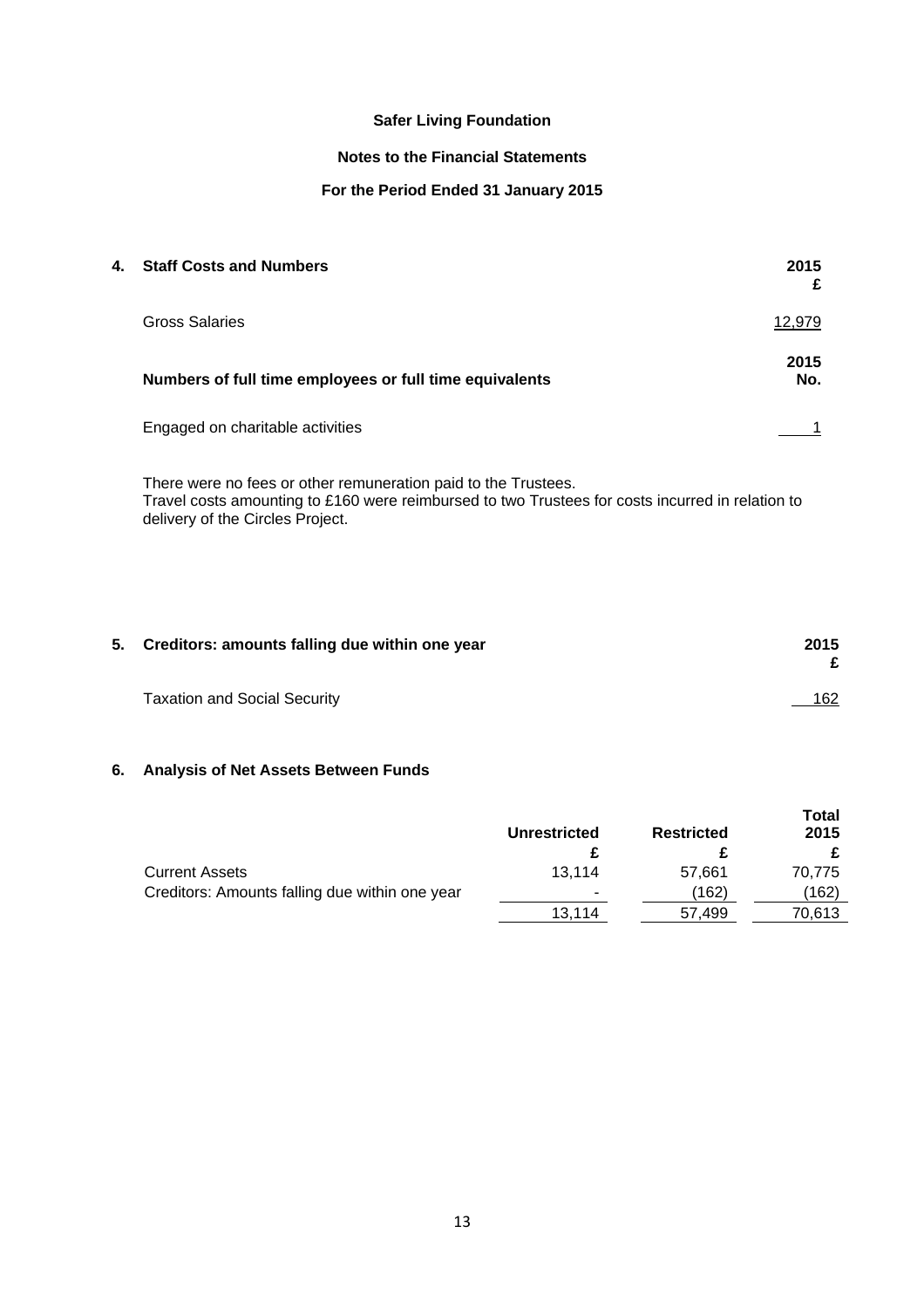# Safer Living Foundation

## Notes to the Financial Statements

## For the Period Ended 31 January 2015

### 4. Staff Costs and Numbers

| | 2015 £ |
|---|---|
| Gross Salaries | 12,979 |

| Numbers of full time employees or full time equivalents | 2015 No. |
|---|---|
| Engaged on charitable activities | 1 |

There were no fees or other remuneration paid to the Trustees.
Travel costs amounting to £160 were reimbursed to two Trustees for costs incurred in relation to delivery of the Circles Project.

### 5. Creditors: amounts falling due within one year

| | 2015 £ |
|---|---|
| Taxation and Social Security | 162 |

### 6. Analysis of Net Assets Between Funds

| | Unrestricted £ | Restricted £ | Total 2015 £ |
|---|---|---|---|
| Current Assets | 13,114 | 57,661 | 70,775 |
| Creditors: Amounts falling due within one year | - | (162) | (162) |
| | 13,114 | 57,499 | 70,613 |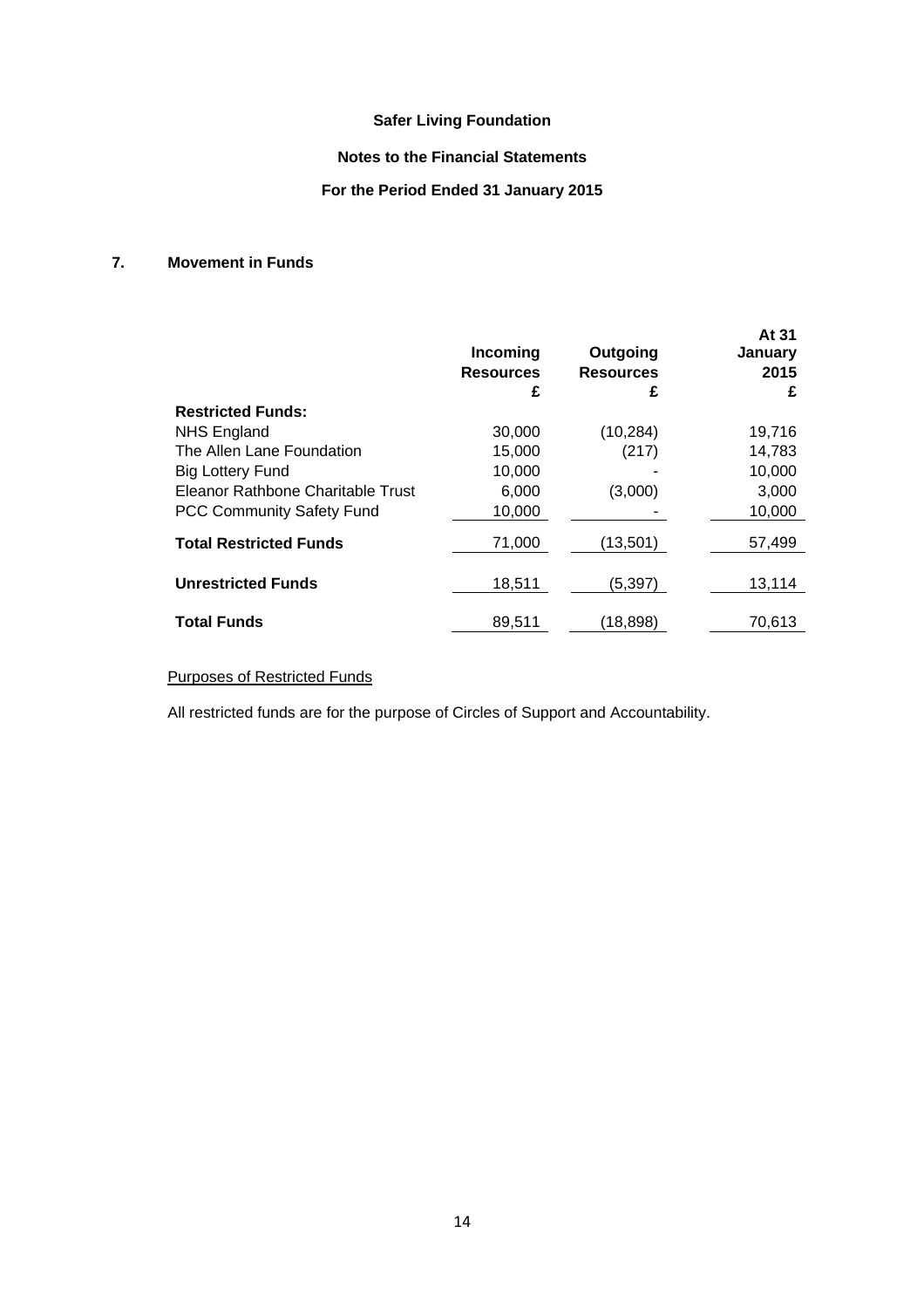**Safer Living Foundation**

**Notes to the Financial Statements**

**For the Period Ended 31 January 2015**

## 7. Movement in Funds

| | Incoming Resources £ | Outgoing Resources £ | At 31 January 2015 £ |
|---|---|---|---|
| **Restricted Funds:** | | | |
| NHS England | 30,000 | (10,284) | 19,716 |
| The Allen Lane Foundation | 15,000 | (217) | 14,783 |
| Big Lottery Fund | 10,000 | - | 10,000 |
| Eleanor Rathbone Charitable Trust | 6,000 | (3,000) | 3,000 |
| PCC Community Safety Fund | 10,000 | - | 10,000 |
| **Total Restricted Funds** | 71,000 | (13,501) | 57,499 |
| **Unrestricted Funds** | 18,511 | (5,397) | 13,114 |
| **Total Funds** | 89,511 | (18,898) | 70,613 |

Purposes of Restricted Funds

All restricted funds are for the purpose of Circles of Support and Accountability.